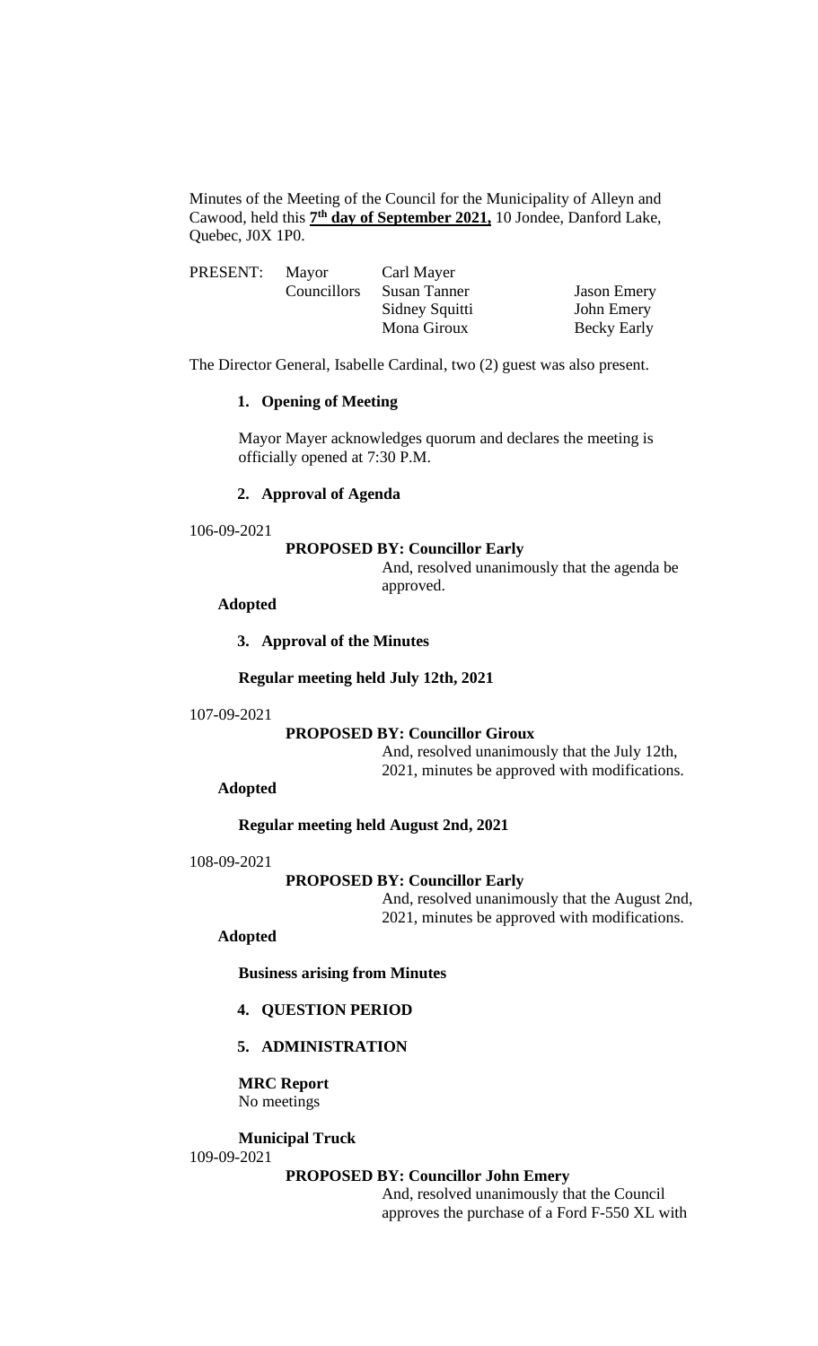Minutes of the Meeting of the Council for the Municipality of Alleyn and Cawood, held this **7th day of September 2021,** 10 Jondee, Danford Lake, Quebec, J0X 1P0.

| PRESENT: | Mayor | Carl Mayer | |
|---|---|---|---|
| | Councillors | Susan Tanner | Jason Emery |
| | | Sidney Squitti | John Emery |
| | | Mona Giroux | Becky Early |

The Director General, Isabelle Cardinal, two (2) guest was also present.

1. **Opening of Meeting**

Mayor Mayer acknowledges quorum and declares the meeting is officially opened at 7:30 P.M.

2. **Approval of Agenda**

106-09-2021

**PROPOSED BY: Councillor Early**

And, resolved unanimously that the agenda be approved.

**Adopted**

3. **Approval of the Minutes**

**Regular meeting held July 12th, 2021**

107-09-2021

**PROPOSED BY: Councillor Giroux**

And, resolved unanimously that the July 12th, 2021, minutes be approved with modifications.

**Adopted**

**Regular meeting held August 2nd, 2021**

108-09-2021

**PROPOSED BY: Councillor Early**

And, resolved unanimously that the August 2nd, 2021, minutes be approved with modifications.

**Adopted**

**Business arising from Minutes**

4. **QUESTION PERIOD**

5. **ADMINISTRATION**

**MRC Report**
No meetings

**Municipal Truck**

109-09-2021

**PROPOSED BY: Councillor John Emery**

And, resolved unanimously that the Council approves the purchase of a Ford F-550 XL with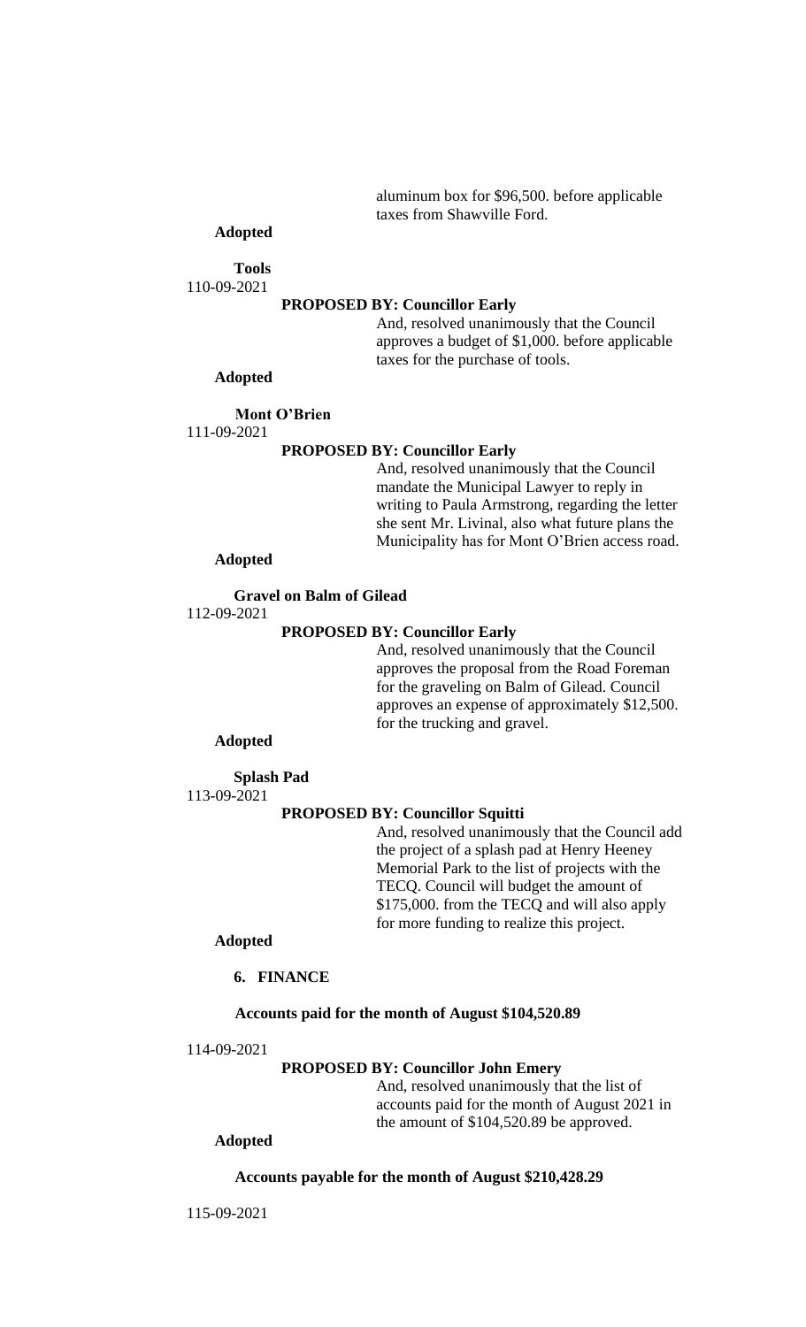aluminum box for $96,500. before applicable taxes from Shawville Ford.

**Adopted**

**Tools**

110-09-2021

**PROPOSED BY: Councillor Early**

And, resolved unanimously that the Council approves a budget of $1,000. before applicable taxes for the purchase of tools.

**Adopted**

**Mont O'Brien**

111-09-2021

**PROPOSED BY: Councillor Early**

And, resolved unanimously that the Council mandate the Municipal Lawyer to reply in writing to Paula Armstrong, regarding the letter she sent Mr. Livinal, also what future plans the Municipality has for Mont O'Brien access road.

**Adopted**

**Gravel on Balm of Gilead**

112-09-2021

**PROPOSED BY: Councillor Early**

And, resolved unanimously that the Council approves the proposal from the Road Foreman for the graveling on Balm of Gilead. Council approves an expense of approximately $12,500. for the trucking and gravel.

**Adopted**

**Splash Pad**

113-09-2021

**PROPOSED BY: Councillor Squitti**

And, resolved unanimously that the Council add the project of a splash pad at Henry Heeney Memorial Park to the list of projects with the TECQ. Council will budget the amount of $175,000. from the TECQ and will also apply for more funding to realize this project.

**Adopted**

**6. FINANCE**

**Accounts paid for the month of August $104,520.89**

114-09-2021

**PROPOSED BY: Councillor John Emery**

And, resolved unanimously that the list of accounts paid for the month of August 2021 in the amount of $104,520.89 be approved.

**Adopted**

**Accounts payable for the month of August $210,428.29**

115-09-2021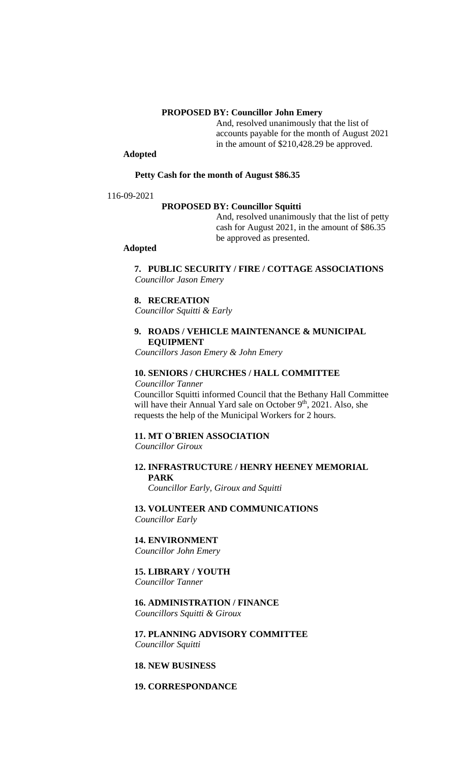**PROPOSED BY: Councillor John Emery**

And, resolved unanimously that the list of accounts payable for the month of August 2021 in the amount of $210,428.29 be approved.

**Adopted**

**Petty Cash for the month of August $86.35**

116-09-2021

**PROPOSED BY: Councillor Squitti**

And, resolved unanimously that the list of petty cash for August 2021, in the amount of $86.35 be approved as presented.

**Adopted**

**7. PUBLIC SECURITY / FIRE / COTTAGE ASSOCIATIONS**
*Councillor Jason Emery*

**8. RECREATION**
*Councillor Squitti & Early*

**9. ROADS / VEHICLE MAINTENANCE & MUNICIPAL EQUIPMENT**
*Councillors Jason Emery & John Emery*

**10. SENIORS / CHURCHES / HALL COMMITTEE**
*Councillor Tanner*

Councillor Squitti informed Council that the Bethany Hall Committee will have their Annual Yard sale on October 9th, 2021. Also, she requests the help of the Municipal Workers for 2 hours.

**11. MT O`BRIEN ASSOCIATION**
*Councillor Giroux*

**12. INFRASTRUCTURE / HENRY HEENEY MEMORIAL PARK**
*Councillor Early, Giroux and Squitti*

**13. VOLUNTEER AND COMMUNICATIONS**
*Councillor Early*

**14. ENVIRONMENT**
*Councillor John Emery*

**15. LIBRARY / YOUTH**
*Councillor Tanner*

**16. ADMINISTRATION / FINANCE**
*Councillors Squitti & Giroux*

**17. PLANNING ADVISORY COMMITTEE**
*Councillor Squitti*

**18. NEW BUSINESS**

**19. CORRESPONDANCE**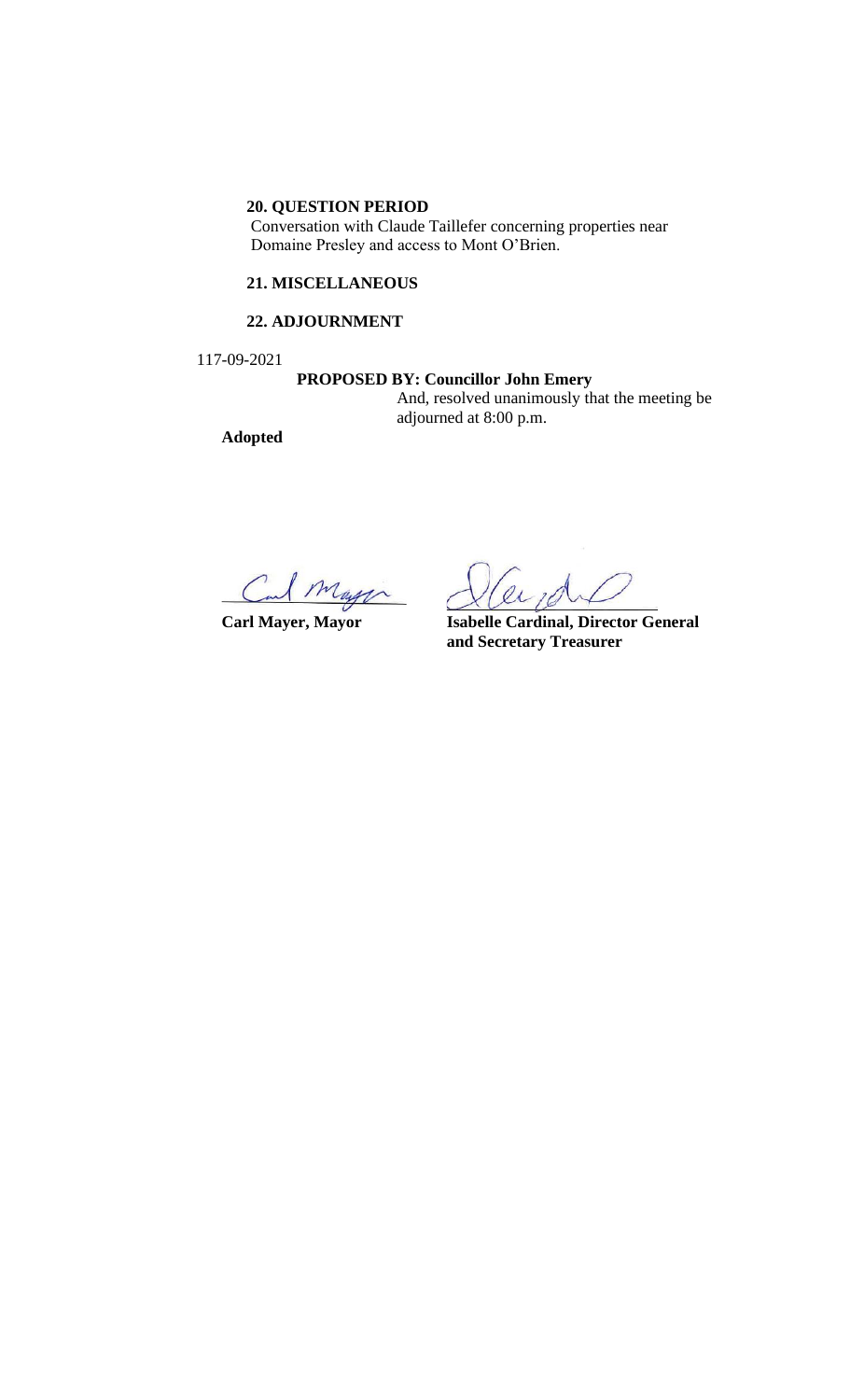**20. QUESTION PERIOD**

Conversation with Claude Taillefer concerning properties near Domaine Presley and access to Mont O'Brien.

**21. MISCELLANEOUS**

**22. ADJOURNMENT**

117-09-2021

**PROPOSED BY: Councillor John Emery**

And, resolved unanimously that the meeting be adjourned at 8:00 p.m.

**Adopted**

**Carl Mayer, Mayor**

**Isabelle Cardinal, Director General and Secretary Treasurer**